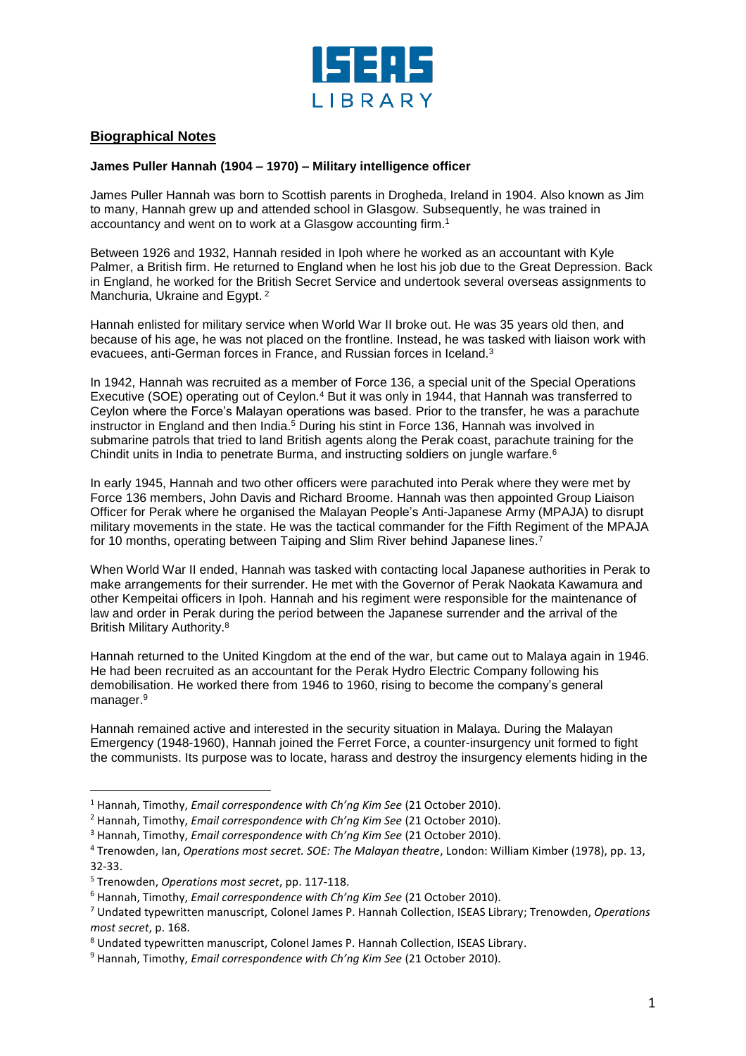## Biographical Notes

**James Puller Hannah (1904 – 1970) – Military intelligence officer**

James Puller Hannah was born to Scottish parents in Drogheda, Ireland in 1904. Also known as Jim to many, Hannah grew up and attended school in Glasgow. Subsequently, he was trained in accountancy and went on to work at a Glasgow accounting firm.[1]

Between 1926 and 1932, Hannah resided in Ipoh where he worked as an accountant with Kyle Palmer, a British firm. He returned to England when he lost his job due to the Great Depression. Back in England, he worked for the British Secret Service and undertook several overseas assignments to Manchuria, Ukraine and Egypt.[2]

Hannah enlisted for military service when World War II broke out. He was 35 years old then, and because of his age, he was not placed on the frontline. Instead, he was tasked with liaison work with evacuees, anti-German forces in France, and Russian forces in Iceland.[3]

In 1942, Hannah was recruited as a member of Force 136, a special unit of the Special Operations Executive (SOE) operating out of Ceylon.[4] But it was only in 1944, that Hannah was transferred to Ceylon where the Force's Malayan operations was based. Prior to the transfer, he was a parachute instructor in England and then India.[5] During his stint in Force 136, Hannah was involved in submarine patrols that tried to land British agents along the Perak coast, parachute training for the Chindit units in India to penetrate Burma, and instructing soldiers on jungle warfare.[6]

In early 1945, Hannah and two other officers were parachuted into Perak where they were met by Force 136 members, John Davis and Richard Broome. Hannah was then appointed Group Liaison Officer for Perak where he organised the Malayan People's Anti-Japanese Army (MPAJA) to disrupt military movements in the state. He was the tactical commander for the Fifth Regiment of the MPAJA for 10 months, operating between Taiping and Slim River behind Japanese lines.[7]

When World War II ended, Hannah was tasked with contacting local Japanese authorities in Perak to make arrangements for their surrender. He met with the Governor of Perak Naokata Kawamura and other Kempeitai officers in Ipoh. Hannah and his regiment were responsible for the maintenance of law and order in Perak during the period between the Japanese surrender and the arrival of the British Military Authority.[8]

Hannah returned to the United Kingdom at the end of the war, but came out to Malaya again in 1946. He had been recruited as an accountant for the Perak Hydro Electric Company following his demobilisation. He worked there from 1946 to 1960, rising to become the company's general manager.[9]

Hannah remained active and interested in the security situation in Malaya. During the Malayan Emergency (1948-1960), Hannah joined the Ferret Force, a counter-insurgency unit formed to fight the communists. Its purpose was to locate, harass and destroy the insurgency elements hiding in the

---

[1] Hannah, Timothy, *Email correspondence with Ch'ng Kim See* (21 October 2010).

[2] Hannah, Timothy, *Email correspondence with Ch'ng Kim See* (21 October 2010).

[3] Hannah, Timothy, *Email correspondence with Ch'ng Kim See* (21 October 2010).

[4] Trenowden, Ian, *Operations most secret. SOE: The Malayan theatre*, London: William Kimber (1978), pp. 13, 32-33.

[5] Trenowden, *Operations most secret*, pp. 117-118.

[6] Hannah, Timothy, *Email correspondence with Ch'ng Kim See* (21 October 2010).

[7] Undated typewritten manuscript, Colonel James P. Hannah Collection, ISEAS Library; Trenowden, *Operations most secret*, p. 168.

[8] Undated typewritten manuscript, Colonel James P. Hannah Collection, ISEAS Library.

[9] Hannah, Timothy, *Email correspondence with Ch'ng Kim See* (21 October 2010).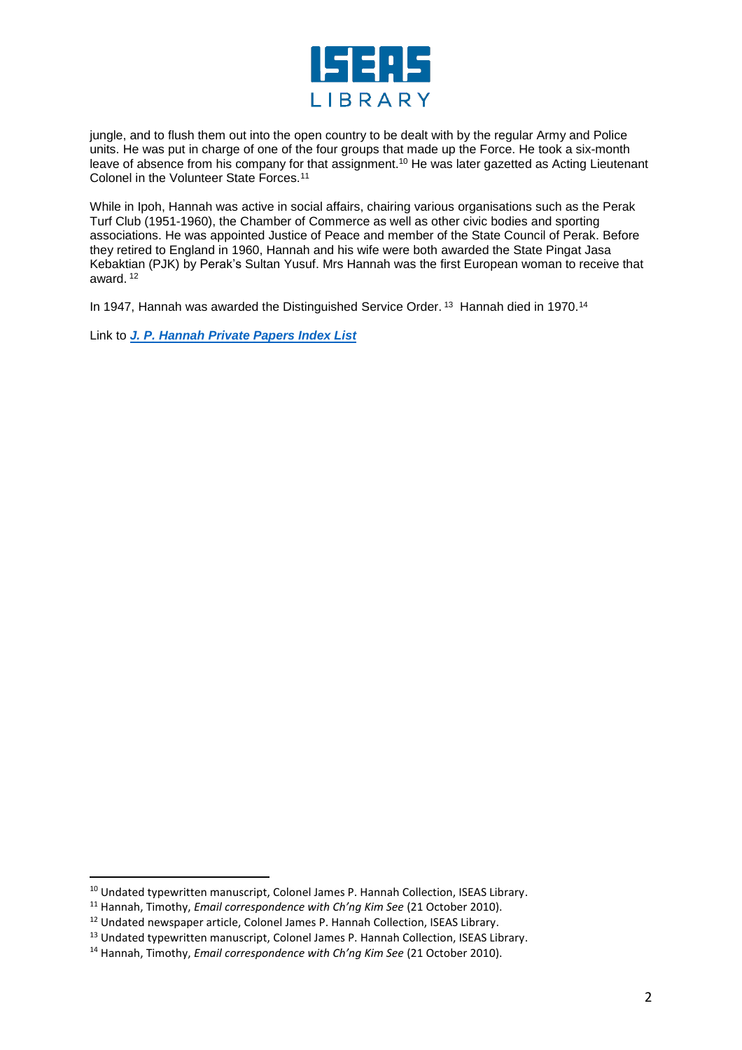jungle, and to flush them out into the open country to be dealt with by the regular Army and Police units. He was put in charge of one of the four groups that made up the Force. He took a six-month leave of absence from his company for that assignment.[10] He was later gazetted as Acting Lieutenant Colonel in the Volunteer State Forces.[11]

While in Ipoh, Hannah was active in social affairs, chairing various organisations such as the Perak Turf Club (1951-1960), the Chamber of Commerce as well as other civic bodies and sporting associations. He was appointed Justice of Peace and member of the State Council of Perak. Before they retired to England in 1960, Hannah and his wife were both awarded the State Pingat Jasa Kebaktian (PJK) by Perak's Sultan Yusuf. Mrs Hannah was the first European woman to receive that award.[12]

In 1947, Hannah was awarded the Distinguished Service Order.[13] Hannah died in 1970.[14]

Link to ***J. P. Hannah Private Papers Index List***

---

[10] Undated typewritten manuscript, Colonel James P. Hannah Collection, ISEAS Library.

[11] Hannah, Timothy, *Email correspondence with Ch'ng Kim See* (21 October 2010).

[12] Undated newspaper article, Colonel James P. Hannah Collection, ISEAS Library.

[13] Undated typewritten manuscript, Colonel James P. Hannah Collection, ISEAS Library.

[14] Hannah, Timothy, *Email correspondence with Ch'ng Kim See* (21 October 2010).